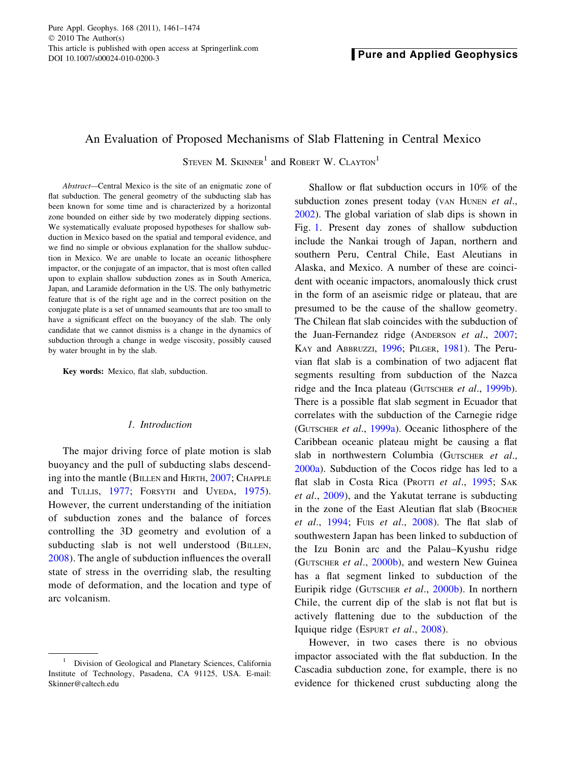# An Evaluation of Proposed Mechanisms of Slab Flattening in Central Mexico

STEVEN M. SKINNER[1] and ROBERT W. CLAYTON[1]

*Abstract*—Central Mexico is the site of an enigmatic zone of flat subduction. The general geometry of the subducting slab has been known for some time and is characterized by a horizontal zone bounded on either side by two moderately dipping sections. We systematically evaluate proposed hypotheses for shallow subduction in Mexico based on the spatial and temporal evidence, and we find no simple or obvious explanation for the shallow subduction in Mexico. We are unable to locate an oceanic lithosphere impactor, or the conjugate of an impactor, that is most often called upon to explain shallow subduction zones as in South America, Japan, and Laramide deformation in the US. The only bathymetric feature that is of the right age and in the correct position on the conjugate plate is a set of unnamed seamounts that are too small to have a significant effect on the buoyancy of the slab. The only candidate that we cannot dismiss is a change in the dynamics of subduction through a change in wedge viscosity, possibly caused by water brought in by the slab.

**Key words:** Mexico, flat slab, subduction.

## 1. Introduction

The major driving force of plate motion is slab buoyancy and the pull of subducting slabs descending into the mantle (BILLEN and HIRTH, 2007; CHAPPLE and TULLIS, 1977; FORSYTH and UYEDA, 1975). However, the current understanding of the initiation of subduction zones and the balance of forces controlling the 3D geometry and evolution of a subducting slab is not well understood (BILLEN, 2008). The angle of subduction influences the overall state of stress in the overriding slab, the resulting mode of deformation, and the location and type of arc volcanism.

Shallow or flat subduction occurs in 10% of the subduction zones present today (VAN HUNEN *et al.*, 2002). The global variation of slab dips is shown in Fig. 1. Present day zones of shallow subduction include the Nankai trough of Japan, northern and southern Peru, Central Chile, East Aleutians in Alaska, and Mexico. A number of these are coincident with oceanic impactors, anomalously thick crust in the form of an aseismic ridge or plateau, that are presumed to be the cause of the shallow geometry. The Chilean flat slab coincides with the subduction of the Juan-Fernandez ridge (ANDERSON *et al.*, 2007; KAY and ABBRUZZI, 1996; PILGER, 1981). The Peruvian flat slab is a combination of two adjacent flat segments resulting from subduction of the Nazca ridge and the Inca plateau (GUTSCHER *et al.*, 1999b). There is a possible flat slab segment in Ecuador that correlates with the subduction of the Carnegie ridge (GUTSCHER *et al.*, 1999a). Oceanic lithosphere of the Caribbean oceanic plateau might be causing a flat slab in northwestern Columbia (GUTSCHER *et al.*, 2000a). Subduction of the Cocos ridge has led to a flat slab in Costa Rica (PROTTI *et al.*, 1995; SAK *et al.*, 2009), and the Yakutat terrane is subducting in the zone of the East Aleutian flat slab (BROCHER *et al.*, 1994; FUIS *et al.*, 2008). The flat slab of southwestern Japan has been linked to subduction of the Izu Bonin arc and the Palau–Kyushu ridge (GUTSCHER *et al.*, 2000b), and western New Guinea has a flat segment linked to subduction of the Euripik ridge (GUTSCHER *et al.*, 2000b). In northern Chile, the current dip of the slab is not flat but is actively flattening due to the subduction of the Iquique ridge (ESPURT *et al.*, 2008).

However, in two cases there is no obvious impactor associated with the flat subduction. In the Cascadia subduction zone, for example, there is no evidence for thickened crust subducting along the

[1] Division of Geological and Planetary Sciences, California Institute of Technology, Pasadena, CA 91125, USA. E-mail: Skinner@caltech.edu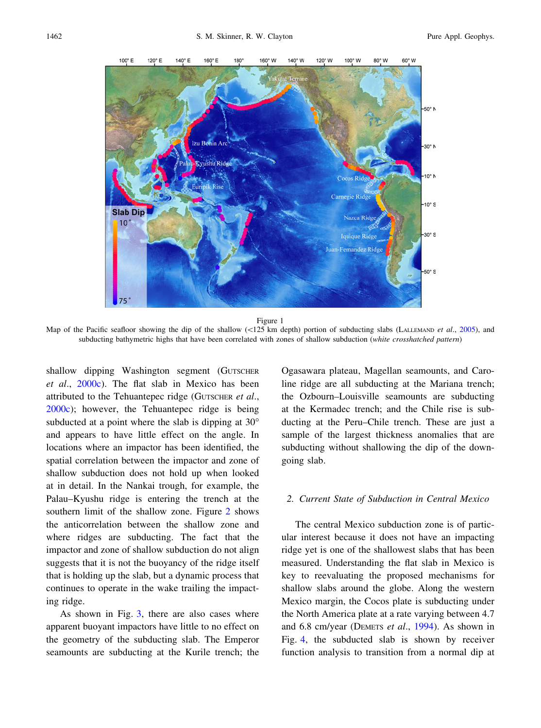Figure 1
Map of the Pacific seafloor showing the dip of the shallow (<125 km depth) portion of subducting slabs (Lallemand *et al*., 2005), and subducting bathymetric highs that have been correlated with zones of shallow subduction (*white crosshatched pattern*)

shallow dipping Washington segment (Gutscher *et al*., 2000c). The flat slab in Mexico has been attributed to the Tehuantepec ridge (Gutscher *et al*., 2000c); however, the Tehuantepec ridge is being subducted at a point where the slab is dipping at 30° and appears to have little effect on the angle. In locations where an impactor has been identified, the spatial correlation between the impactor and zone of shallow subduction does not hold up when looked at in detail. In the Nankai trough, for example, the Palau–Kyushu ridge is entering the trench at the southern limit of the shallow zone. Figure 2 shows the anticorrelation between the shallow zone and where ridges are subducting. The fact that the impactor and zone of shallow subduction do not align suggests that it is not the buoyancy of the ridge itself that is holding up the slab, but a dynamic process that continues to operate in the wake trailing the impacting ridge.

As shown in Fig. 3, there are also cases where apparent buoyant impactors have little to no effect on the geometry of the subducting slab. The Emperor seamounts are subducting at the Kurile trench; the Ogasawara plateau, Magellan seamounts, and Caroline ridge are all subducting at the Mariana trench; the Ozbourn–Louisville seamounts are subducting at the Kermadec trench; and the Chile rise is subducting at the Peru–Chile trench. These are just a sample of the largest thickness anomalies that are subducting without shallowing the dip of the downgoing slab.

## 2. *Current State of Subduction in Central Mexico*

The central Mexico subduction zone is of particular interest because it does not have an impacting ridge yet is one of the shallowest slabs that has been measured. Understanding the flat slab in Mexico is key to reevaluating the proposed mechanisms for shallow slabs around the globe. Along the western Mexico margin, the Cocos plate is subducting under the North America plate at a rate varying between 4.7 and 6.8 cm/year (DeMets *et al*., 1994). As shown in Fig. 4, the subducted slab is shown by receiver function analysis to transition from a normal dip at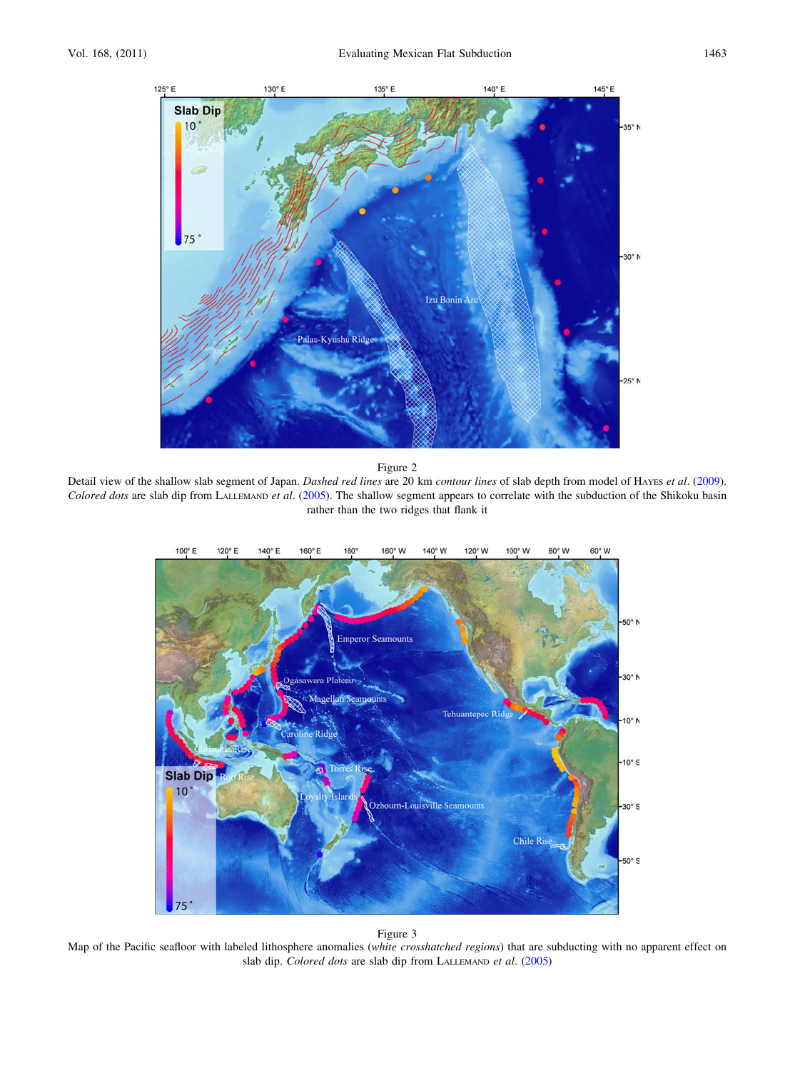Figure 2

Detail view of the shallow slab segment of Japan. *Dashed red lines* are 20 km *contour lines* of slab depth from model of Hayes *et al*. (2009). *Colored dots* are slab dip from Lallemand *et al*. (2005). The shallow segment appears to correlate with the subduction of the Shikoku basin rather than the two ridges that flank it

Figure 3

Map of the Pacific seafloor with labeled lithosphere anomalies (*white crosshatched regions*) that are subducting with no apparent effect on slab dip. *Colored dots* are slab dip from Lallemand *et al*. (2005)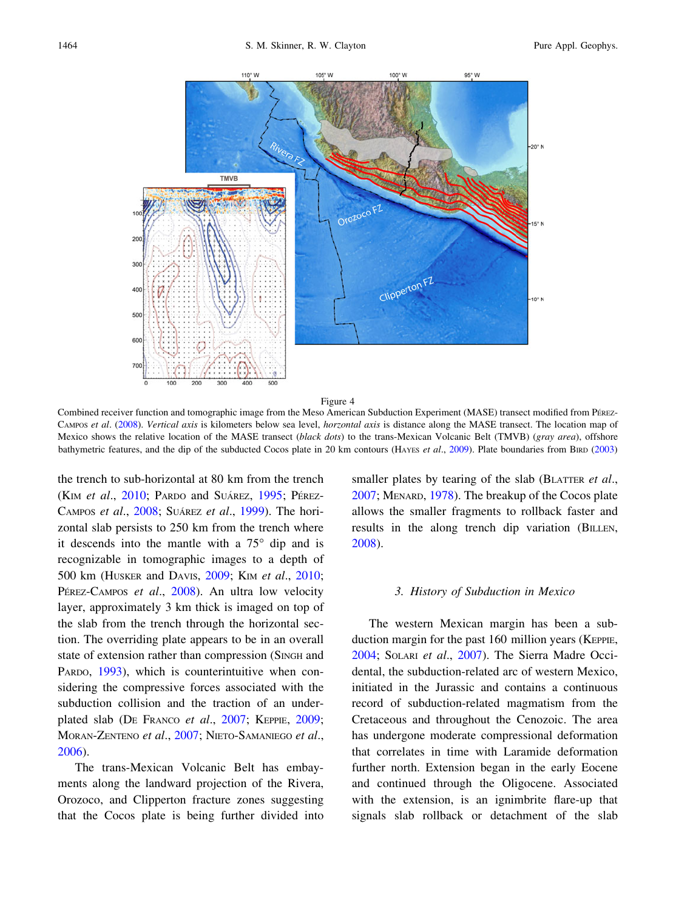Figure 4

Combined receiver function and tomographic image from the Meso American Subduction Experiment (MASE) transect modified from Pérez-Campos *et al*. (2008). *Vertical axis* is kilometers below sea level, *horizontal axis* is distance along the MASE transect. The location map of Mexico shows the relative location of the MASE transect (*black dots*) to the trans-Mexican Volcanic Belt (TMVB) (*gray area*), offshore bathymetric features, and the dip of the subducted Cocos plate in 20 km contours (Hayes *et al*., 2009). Plate boundaries from Bird (2003)

the trench to sub-horizontal at 80 km from the trench (Kim *et al*., 2010; Pardo and Suárez, 1995; Pérez-Campos *et al*., 2008; Suárez *et al*., 1999). The horizontal slab persists to 250 km from the trench where it descends into the mantle with a 75° dip and is recognizable in tomographic images to a depth of 500 km (Husker and Davis, 2009; Kim *et al*., 2010; Pérez-Campos *et al*., 2008). An ultra low velocity layer, approximately 3 km thick is imaged on top of the slab from the trench through the horizontal section. The overriding plate appears to be in an overall state of extension rather than compression (Singh and Pardo, 1993), which is counterintuitive when considering the compressive forces associated with the subduction collision and the traction of an underplated slab (De Franco *et al*., 2007; Keppie, 2009; Moran-Zenteno *et al*., 2007; Nieto-Samaniego *et al*., 2006).

The trans-Mexican Volcanic Belt has embayments along the landward projection of the Rivera, Orozoco, and Clipperton fracture zones suggesting that the Cocos plate is being further divided into smaller plates by tearing of the slab (Blatter *et al*., 2007; Menard, 1978). The breakup of the Cocos plate allows the smaller fragments to rollback faster and results in the along trench dip variation (Billen, 2008).

### 3. History of Subduction in Mexico

The western Mexican margin has been a subduction margin for the past 160 million years (Keppie, 2004; Solari *et al*., 2007). The Sierra Madre Occidental, the subduction-related arc of western Mexico, initiated in the Jurassic and contains a continuous record of subduction-related magmatism from the Cretaceous and throughout the Cenozoic. The area has undergone moderate compressional deformation that correlates in time with Laramide deformation further north. Extension began in the early Eocene and continued through the Oligocene. Associated with the extension, is an ignimbrite flare-up that signals slab rollback or detachment of the slab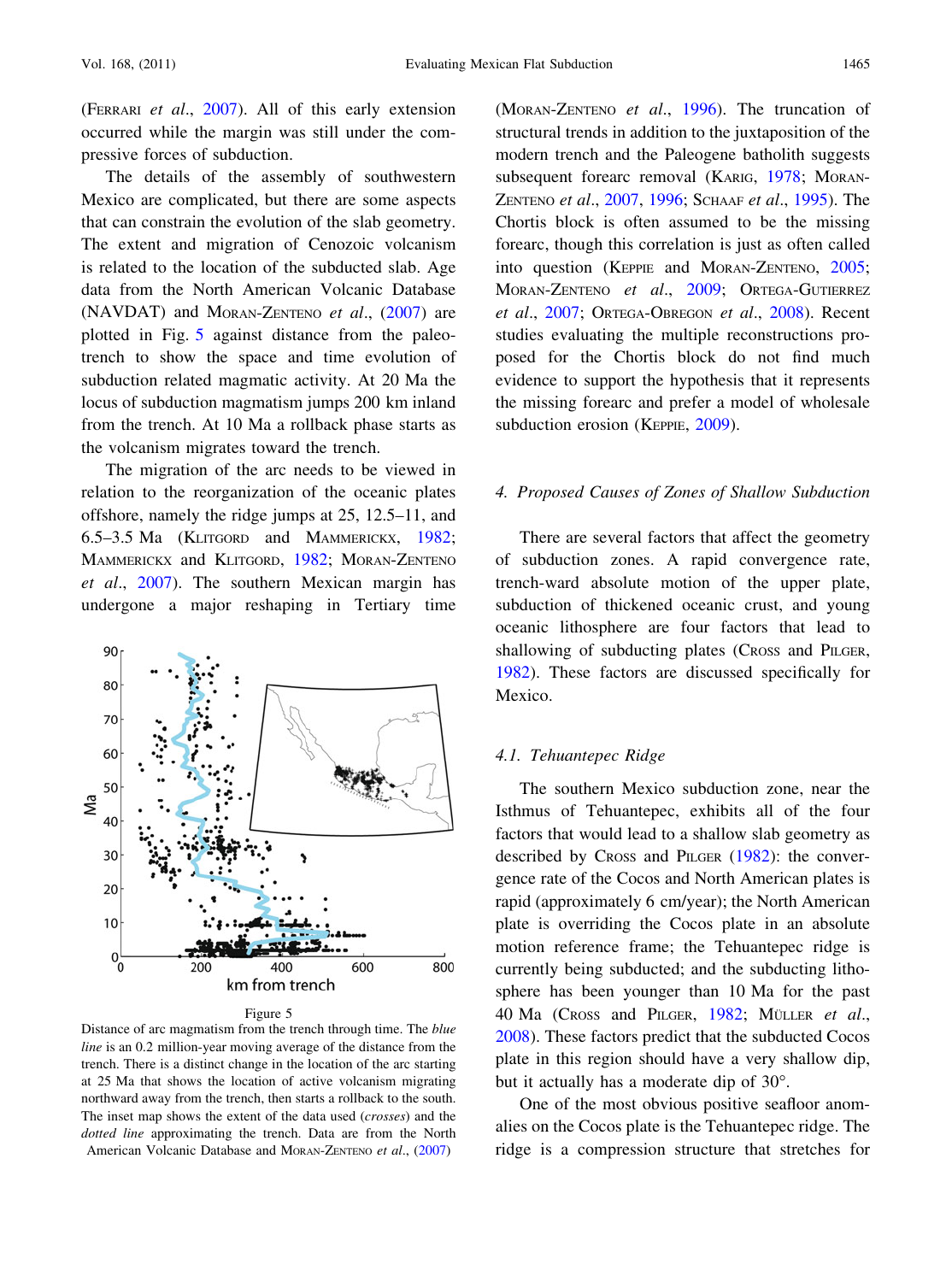(Ferrari *et al.*, 2007). All of this early extension occurred while the margin was still under the compressive forces of subduction.

The details of the assembly of southwestern Mexico are complicated, but there are some aspects that can constrain the evolution of the slab geometry. The extent and migration of Cenozoic volcanism is related to the location of the subducted slab. Age data from the North American Volcanic Database (NAVDAT) and Moran-Zenteno *et al.*, (2007) are plotted in Fig. 5 against distance from the paleo-trench to show the space and time evolution of subduction related magmatic activity. At 20 Ma the locus of subduction magmatism jumps 200 km inland from the trench. At 10 Ma a rollback phase starts as the volcanism migrates toward the trench.

The migration of the arc needs to be viewed in relation to the reorganization of the oceanic plates offshore, namely the ridge jumps at 25, 12.5–11, and 6.5–3.5 Ma (Klitgord and Mammerickx, 1982; Mammerickx and Klitgord, 1982; Moran-Zenteno *et al.*, 2007). The southern Mexican margin has undergone a major reshaping in Tertiary time

Figure 5

Distance of arc magmatism from the trench through time. The *blue line* is an 0.2 million-year moving average of the distance from the trench. There is a distinct change in the location of the arc starting at 25 Ma that shows the location of active volcanism migrating northward away from the trench, then starts a rollback to the south. The inset map shows the extent of the data used (*crosses*) and the *dotted line* approximating the trench. Data are from the North American Volcanic Database and Moran-Zenteno *et al.*, (2007)

(Moran-Zenteno *et al.*, 1996). The truncation of structural trends in addition to the juxtaposition of the modern trench and the Paleogene batholith suggests subsequent forearc removal (Karig, 1978; Moran-Zenteno *et al.*, 2007, 1996; Schaaf *et al.*, 1995). The Chortis block is often assumed to be the missing forearc, though this correlation is just as often called into question (Keppie and Moran-Zenteno, 2005; Moran-Zenteno *et al.*, 2009; Ortega-Gutierrez *et al.*, 2007; Ortega-Obregon *et al.*, 2008). Recent studies evaluating the multiple reconstructions proposed for the Chortis block do not find much evidence to support the hypothesis that it represents the missing forearc and prefer a model of wholesale subduction erosion (Keppie, 2009).

## 4. Proposed Causes of Zones of Shallow Subduction

There are several factors that affect the geometry of subduction zones. A rapid convergence rate, trench-ward absolute motion of the upper plate, subduction of thickened oceanic crust, and young oceanic lithosphere are four factors that lead to shallowing of subducting plates (Cross and Pilger, 1982). These factors are discussed specifically for Mexico.

### 4.1. Tehuantepec Ridge

The southern Mexico subduction zone, near the Isthmus of Tehuantepec, exhibits all of the four factors that would lead to a shallow slab geometry as described by Cross and Pilger (1982): the convergence rate of the Cocos and North American plates is rapid (approximately 6 cm/year); the North American plate is overriding the Cocos plate in an absolute motion reference frame; the Tehuantepec ridge is currently being subducted; and the subducting lithosphere has been younger than 10 Ma for the past 40 Ma (Cross and Pilger, 1982; Müller *et al.*, 2008). These factors predict that the subducted Cocos plate in this region should have a very shallow dip, but it actually has a moderate dip of 30°.

One of the most obvious positive seafloor anomalies on the Cocos plate is the Tehuantepec ridge. The ridge is a compression structure that stretches for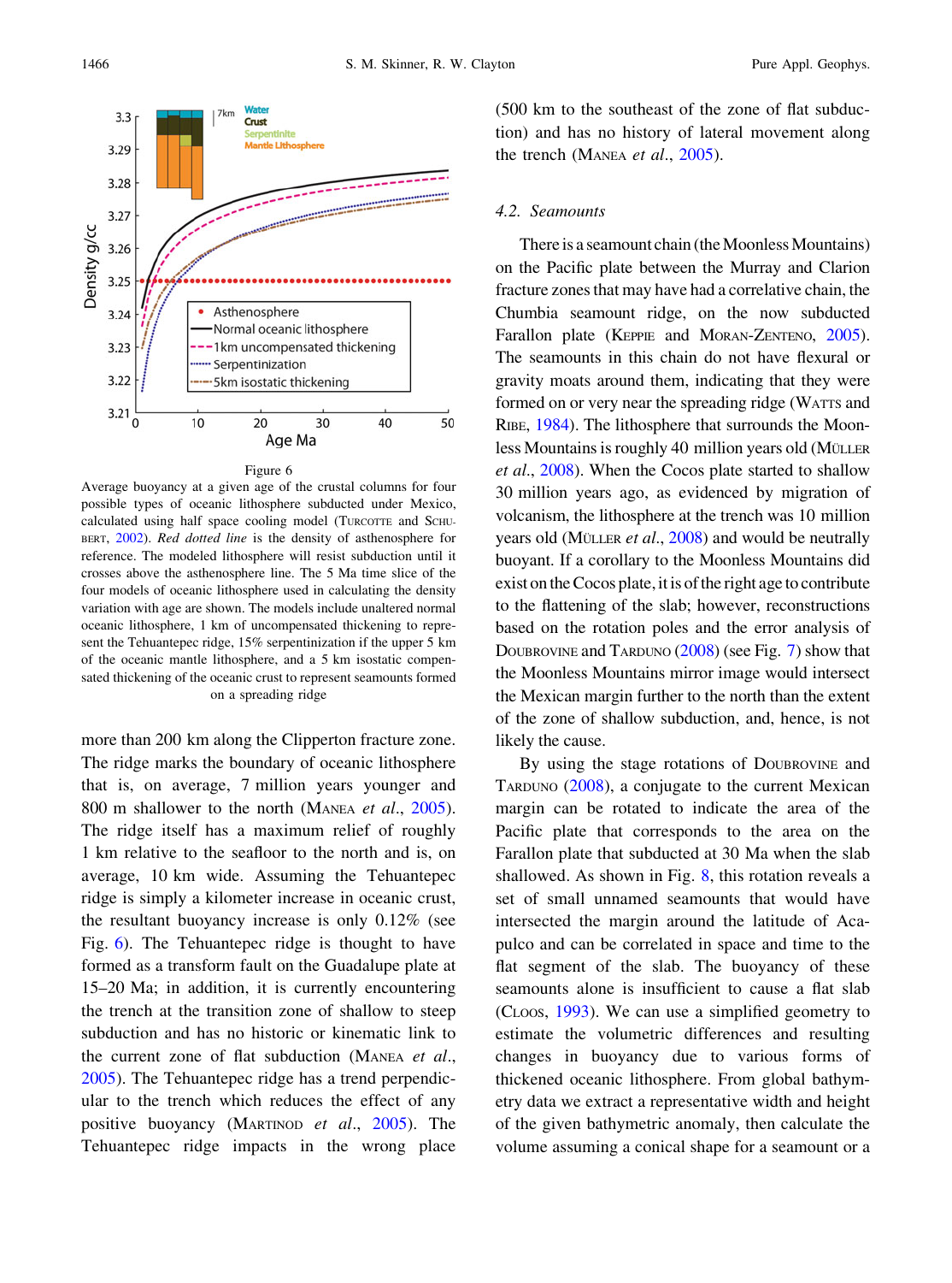Figure 6

Average buoyancy at a given age of the crustal columns for four possible types of oceanic lithosphere subducted under Mexico, calculated using half space cooling model (Turcotte and Schubert, 2002). *Red dotted line* is the density of asthenosphere for reference. The modeled lithosphere will resist subduction until it crosses above the asthenosphere line. The 5 Ma time slice of the four models of oceanic lithosphere used in calculating the density variation with age are shown. The models include unaltered normal oceanic lithosphere, 1 km of uncompensated thickening to represent the Tehuantepec ridge, 15% serpentinization if the upper 5 km of the oceanic mantle lithosphere, and a 5 km isostatic compensated thickening of the oceanic crust to represent seamounts formed on a spreading ridge

more than 200 km along the Clipperton fracture zone. The ridge marks the boundary of oceanic lithosphere that is, on average, 7 million years younger and 800 m shallower to the north (Manea *et al.*, 2005). The ridge itself has a maximum relief of roughly 1 km relative to the seafloor to the north and is, on average, 10 km wide. Assuming the Tehuantepec ridge is simply a kilometer increase in oceanic crust, the resultant buoyancy increase is only 0.12% (see Fig. 6). The Tehuantepec ridge is thought to have formed as a transform fault on the Guadalupe plate at 15–20 Ma; in addition, it is currently encountering the trench at the transition zone of shallow to steep subduction and has no historic or kinematic link to the current zone of flat subduction (Manea *et al.*, 2005). The Tehuantepec ridge has a trend perpendicular to the trench which reduces the effect of any positive buoyancy (Martinod *et al.*, 2005). The Tehuantepec ridge impacts in the wrong place (500 km to the southeast of the zone of flat subduction) and has no history of lateral movement along the trench (Manea *et al.*, 2005).

### 4.2. Seamounts

There is a seamount chain (the Moonless Mountains) on the Pacific plate between the Murray and Clarion fracture zones that may have had a correlative chain, the Chumbia seamount ridge, on the now subducted Farallon plate (Keppie and Moran-Zenteno, 2005). The seamounts in this chain do not have flexural or gravity moats around them, indicating that they were formed on or very near the spreading ridge (Watts and Ribe, 1984). The lithosphere that surrounds the Moonless Mountains is roughly 40 million years old (Müller *et al.*, 2008). When the Cocos plate started to shallow 30 million years ago, as evidenced by migration of volcanism, the lithosphere at the trench was 10 million years old (Müller *et al.*, 2008) and would be neutrally buoyant. If a corollary to the Moonless Mountains did exist on the Cocos plate, it is of the right age to contribute to the flattening of the slab; however, reconstructions based on the rotation poles and the error analysis of Doubrovine and Tarduno (2008) (see Fig. 7) show that the Moonless Mountains mirror image would intersect the Mexican margin further to the north than the extent of the zone of shallow subduction, and, hence, is not likely the cause.

By using the stage rotations of Doubrovine and Tarduno (2008), a conjugate to the current Mexican margin can be rotated to indicate the area of the Pacific plate that corresponds to the area on the Farallon plate that subducted at 30 Ma when the slab shallowed. As shown in Fig. 8, this rotation reveals a set of small unnamed seamounts that would have intersected the margin around the latitude of Acapulco and can be correlated in space and time to the flat segment of the slab. The buoyancy of these seamounts alone is insufficient to cause a flat slab (Cloos, 1993). We can use a simplified geometry to estimate the volumetric differences and resulting changes in buoyancy due to various forms of thickened oceanic lithosphere. From global bathymetry data we extract a representative width and height of the given bathymetric anomaly, then calculate the volume assuming a conical shape for a seamount or a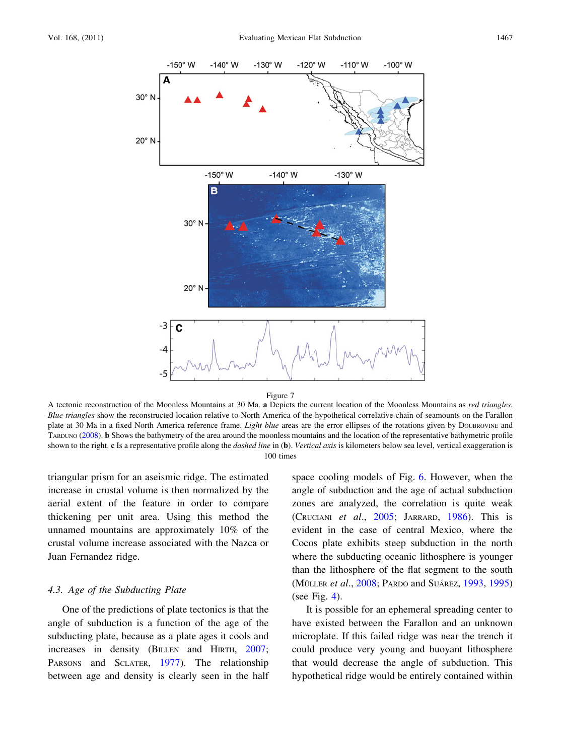Figure 7

A tectonic reconstruction of the Moonless Mountains at 30 Ma. **a** Depicts the current location of the Moonless Mountains as *red triangles*. *Blue triangles* show the reconstructed location relative to North America of the hypothetical correlative chain of seamounts on the Farallon plate at 30 Ma in a fixed North America reference frame. *Light blue* areas are the error ellipses of the rotations given by Doubrovine and Tarduno (2008). **b** Shows the bathymetry of the area around the moonless mountains and the location of the representative bathymetric profile shown to the right. **c** Is a representative profile along the *dashed line* in (**b**). *Vertical axis* is kilometers below sea level, vertical exaggeration is 100 times

triangular prism for an aseismic ridge. The estimated increase in crustal volume is then normalized by the aerial extent of the feature in order to compare thickening per unit area. Using this method the unnamed mountains are approximately 10% of the crustal volume increase associated with the Nazca or Juan Fernandez ridge.

### 4.3. Age of the Subducting Plate

One of the predictions of plate tectonics is that the angle of subduction is a function of the age of the subducting plate, because as a plate ages it cools and increases in density (Billen and Hirth, 2007; Parsons and Sclater, 1977). The relationship between age and density is clearly seen in the half space cooling models of Fig. 6. However, when the angle of subduction and the age of actual subduction zones are analyzed, the correlation is quite weak (Cruciani *et al.*, 2005; Jarrard, 1986). This is evident in the case of central Mexico, where the Cocos plate exhibits steep subduction in the north where the subducting oceanic lithosphere is younger than the lithosphere of the flat segment to the south (Müller *et al.*, 2008; Pardo and Suárez, 1993, 1995) (see Fig. 4).

It is possible for an ephemeral spreading center to have existed between the Farallon and an unknown microplate. If this failed ridge was near the trench it could produce very young and buoyant lithosphere that would decrease the angle of subduction. This hypothetical ridge would be entirely contained within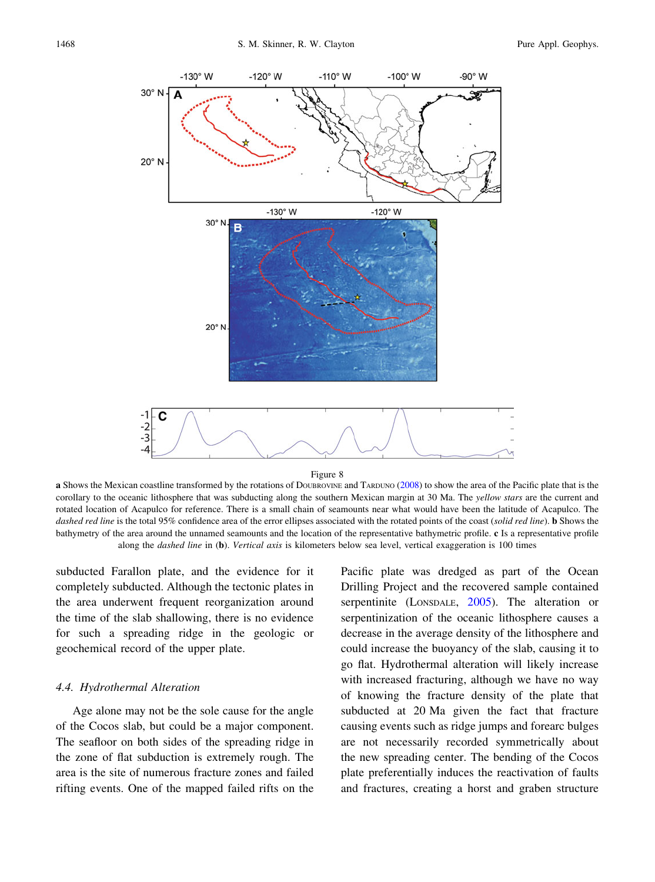Figure 8

**a** Shows the Mexican coastline transformed by the rotations of DOUBROVINE and TARDUNO (2008) to show the area of the Pacific plate that is the corollary to the oceanic lithosphere that was subducting along the southern Mexican margin at 30 Ma. The *yellow stars* are the current and rotated location of Acapulco for reference. There is a small chain of seamounts near what would have been the latitude of Acapulco. The *dashed red line* is the total 95% confidence area of the error ellipses associated with the rotated points of the coast (*solid red line*). **b** Shows the bathymetry of the area around the unnamed seamounts and the location of the representative bathymetric profile. **c** Is a representative profile along the *dashed line* in (**b**). *Vertical axis* is kilometers below sea level, vertical exaggeration is 100 times

subducted Farallon plate, and the evidence for it completely subducted. Although the tectonic plates in the area underwent frequent reorganization around the time of the slab shallowing, there is no evidence for such a spreading ridge in the geologic or geochemical record of the upper plate.

### 4.4. Hydrothermal Alteration

Age alone may not be the sole cause for the angle of the Cocos slab, but could be a major component. The seafloor on both sides of the spreading ridge in the zone of flat subduction is extremely rough. The area is the site of numerous fracture zones and failed rifting events. One of the mapped failed rifts on the Pacific plate was dredged as part of the Ocean Drilling Project and the recovered sample contained serpentinite (LONSDALE, 2005). The alteration or serpentinization of the oceanic lithosphere causes a decrease in the average density of the lithosphere and could increase the buoyancy of the slab, causing it to go flat. Hydrothermal alteration will likely increase with increased fracturing, although we have no way of knowing the fracture density of the plate that subducted at 20 Ma given the fact that fracture causing events such as ridge jumps and forearc bulges are not necessarily recorded symmetrically about the new spreading center. The bending of the Cocos plate preferentially induces the reactivation of faults and fractures, creating a horst and graben structure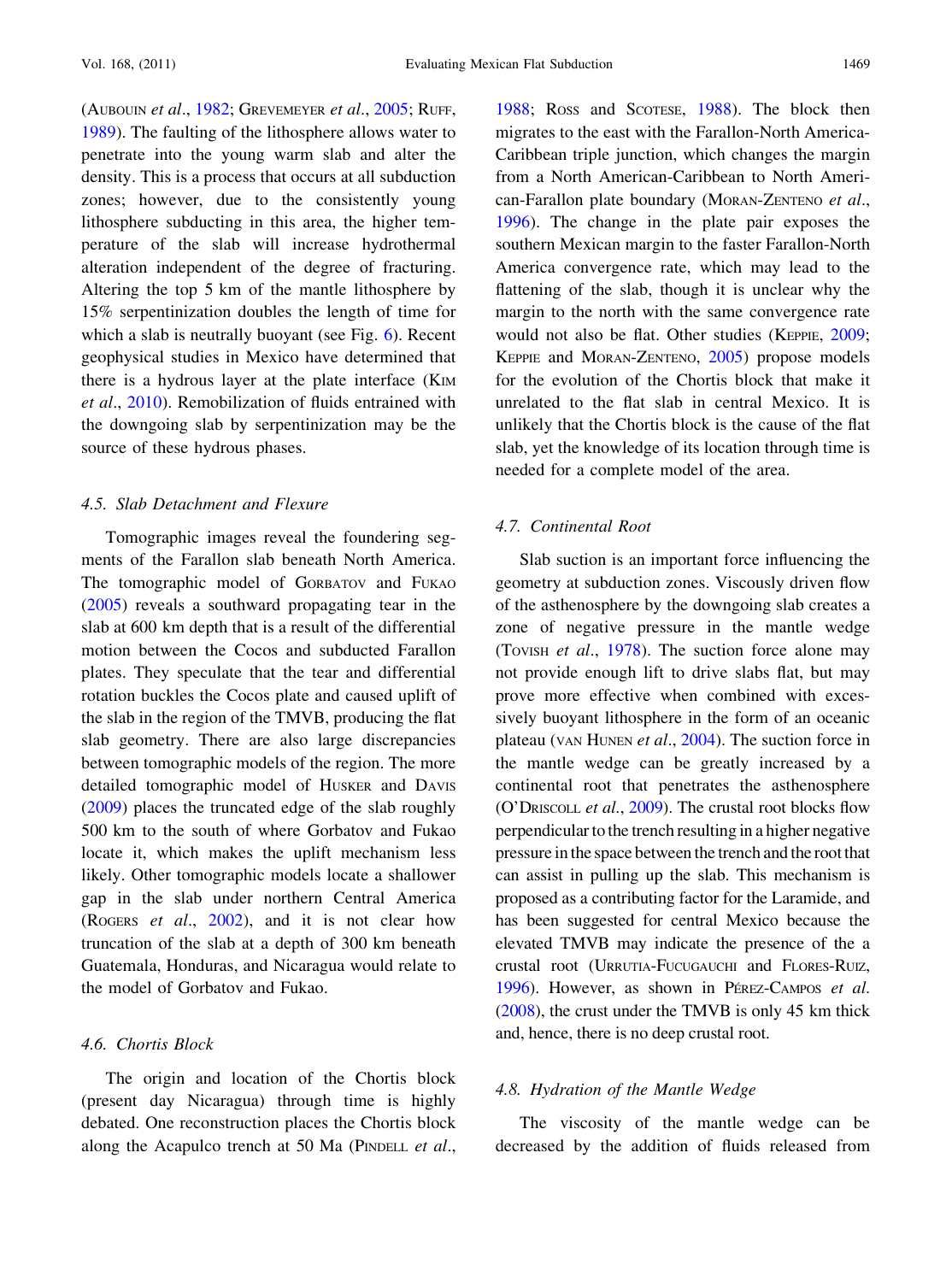(AUBOUIN *et al*., 1982; GREVEMEYER *et al*., 2005; RUFF, 1989). The faulting of the lithosphere allows water to penetrate into the young warm slab and alter the density. This is a process that occurs at all subduction zones; however, due to the consistently young lithosphere subducting in this area, the higher temperature of the slab will increase hydrothermal alteration independent of the degree of fracturing. Altering the top 5 km of the mantle lithosphere by 15% serpentinization doubles the length of time for which a slab is neutrally buoyant (see Fig. 6). Recent geophysical studies in Mexico have determined that there is a hydrous layer at the plate interface (KIM *et al*., 2010). Remobilization of fluids entrained with the downgoing slab by serpentinization may be the source of these hydrous phases.

### 4.5. Slab Detachment and Flexure

Tomographic images reveal the foundering segments of the Farallon slab beneath North America. The tomographic model of GORBATOV and FUKAO (2005) reveals a southward propagating tear in the slab at 600 km depth that is a result of the differential motion between the Cocos and subducted Farallon plates. They speculate that the tear and differential rotation buckles the Cocos plate and caused uplift of the slab in the region of the TMVB, producing the flat slab geometry. There are also large discrepancies between tomographic models of the region. The more detailed tomographic model of HUSKER and DAVIS (2009) places the truncated edge of the slab roughly 500 km to the south of where Gorbatov and Fukao locate it, which makes the uplift mechanism less likely. Other tomographic models locate a shallower gap in the slab under northern Central America (ROGERS *et al*., 2002), and it is not clear how truncation of the slab at a depth of 300 km beneath Guatemala, Honduras, and Nicaragua would relate to the model of Gorbatov and Fukao.

### 4.6. Chortis Block

The origin and location of the Chortis block (present day Nicaragua) through time is highly debated. One reconstruction places the Chortis block along the Acapulco trench at 50 Ma (PINDELL *et al*., 1988; ROSS and SCOTESE, 1988). The block then migrates to the east with the Farallon-North America-Caribbean triple junction, which changes the margin from a North American-Caribbean to North American-Farallon plate boundary (MORAN-ZENTENO *et al*., 1996). The change in the plate pair exposes the southern Mexican margin to the faster Farallon-North America convergence rate, which may lead to the flattening of the slab, though it is unclear why the margin to the north with the same convergence rate would not also be flat. Other studies (KEPPIE, 2009; KEPPIE and MORAN-ZENTENO, 2005) propose models for the evolution of the Chortis block that make it unrelated to the flat slab in central Mexico. It is unlikely that the Chortis block is the cause of the flat slab, yet the knowledge of its location through time is needed for a complete model of the area.

### 4.7. Continental Root

Slab suction is an important force influencing the geometry at subduction zones. Viscously driven flow of the asthenosphere by the downgoing slab creates a zone of negative pressure in the mantle wedge (TOVISH *et al*., 1978). The suction force alone may not provide enough lift to drive slabs flat, but may prove more effective when combined with excessively buoyant lithosphere in the form of an oceanic plateau (VAN HUNEN *et al*., 2004). The suction force in the mantle wedge can be greatly increased by a continental root that penetrates the asthenosphere (O'DRISCOLL *et al*., 2009). The crustal root blocks flow perpendicular to the trench resulting in a higher negative pressure in the space between the trench and the root that can assist in pulling up the slab. This mechanism is proposed as a contributing factor for the Laramide, and has been suggested for central Mexico because the elevated TMVB may indicate the presence of the a crustal root (URRUTIA-FUCUGAUCHI and FLORES-RUIZ, 1996). However, as shown in PÉREZ-CAMPOS *et al*. (2008), the crust under the TMVB is only 45 km thick and, hence, there is no deep crustal root.

### 4.8. Hydration of the Mantle Wedge

The viscosity of the mantle wedge can be decreased by the addition of fluids released from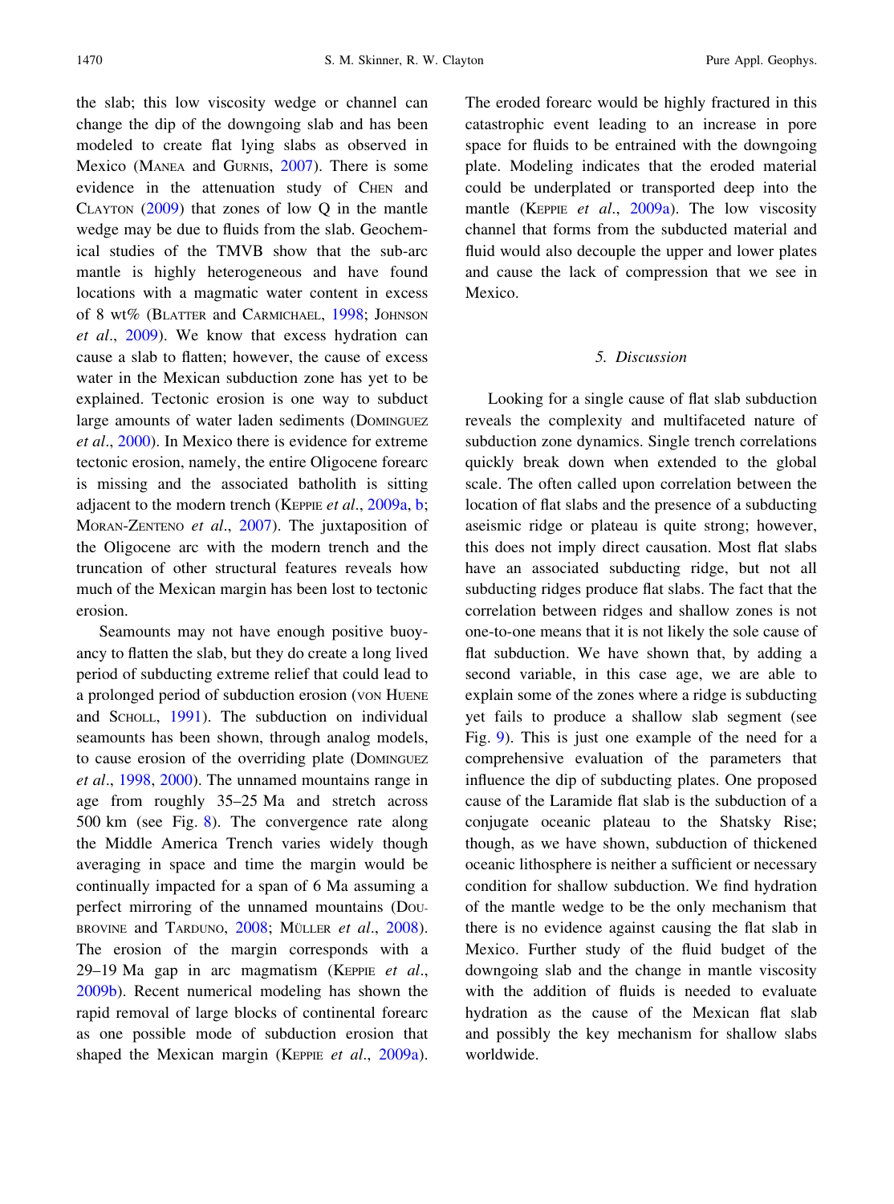the slab; this low viscosity wedge or channel can change the dip of the downgoing slab and has been modeled to create flat lying slabs as observed in Mexico (Manea and Gurnis, 2007). There is some evidence in the attenuation study of Chen and Clayton (2009) that zones of low Q in the mantle wedge may be due to fluids from the slab. Geochemical studies of the TMVB show that the sub-arc mantle is highly heterogeneous and have found locations with a magmatic water content in excess of 8 wt% (Blatter and Carmichael, 1998; Johnson *et al*., 2009). We know that excess hydration can cause a slab to flatten; however, the cause of excess water in the Mexican subduction zone has yet to be explained. Tectonic erosion is one way to subduct large amounts of water laden sediments (Dominguez *et al*., 2000). In Mexico there is evidence for extreme tectonic erosion, namely, the entire Oligocene forearc is missing and the associated batholith is sitting adjacent to the modern trench (Keppie *et al*., 2009a, b; Moran-Zenteno *et al*., 2007). The juxtaposition of the Oligocene arc with the modern trench and the truncation of other structural features reveals how much of the Mexican margin has been lost to tectonic erosion.

Seamounts may not have enough positive buoyancy to flatten the slab, but they do create a long lived period of subducting extreme relief that could lead to a prolonged period of subduction erosion (von Huene and Scholl, 1991). The subduction on individual seamounts has been shown, through analog models, to cause erosion of the overriding plate (Dominguez *et al*., 1998, 2000). The unnamed mountains range in age from roughly 35–25 Ma and stretch across 500 km (see Fig. 8). The convergence rate along the Middle America Trench varies widely though averaging in space and time the margin would be continually impacted for a span of 6 Ma assuming a perfect mirroring of the unnamed mountains (Doubrovine and Tarduno, 2008; Müller *et al*., 2008). The erosion of the margin corresponds with a 29–19 Ma gap in arc magmatism (Keppie *et al*., 2009b). Recent numerical modeling has shown the rapid removal of large blocks of continental forearc as one possible mode of subduction erosion that shaped the Mexican margin (Keppie *et al*., 2009a). The eroded forearc would be highly fractured in this catastrophic event leading to an increase in pore space for fluids to be entrained with the downgoing plate. Modeling indicates that the eroded material could be underplated or transported deep into the mantle (Keppie *et al*., 2009a). The low viscosity channel that forms from the subducted material and fluid would also decouple the upper and lower plates and cause the lack of compression that we see in Mexico.

## 5. Discussion

Looking for a single cause of flat slab subduction reveals the complexity and multifaceted nature of subduction zone dynamics. Single trench correlations quickly break down when extended to the global scale. The often called upon correlation between the location of flat slabs and the presence of a subducting aseismic ridge or plateau is quite strong; however, this does not imply direct causation. Most flat slabs have an associated subducting ridge, but not all subducting ridges produce flat slabs. The fact that the correlation between ridges and shallow zones is not one-to-one means that it is not likely the sole cause of flat subduction. We have shown that, by adding a second variable, in this case age, we are able to explain some of the zones where a ridge is subducting yet fails to produce a shallow slab segment (see Fig. 9). This is just one example of the need for a comprehensive evaluation of the parameters that influence the dip of subducting plates. One proposed cause of the Laramide flat slab is the subduction of a conjugate oceanic plateau to the Shatsky Rise; though, as we have shown, subduction of thickened oceanic lithosphere is neither a sufficient or necessary condition for shallow subduction. We find hydration of the mantle wedge to be the only mechanism that there is no evidence against causing the flat slab in Mexico. Further study of the fluid budget of the downgoing slab and the change in mantle viscosity with the addition of fluids is needed to evaluate hydration as the cause of the Mexican flat slab and possibly the key mechanism for shallow slabs worldwide.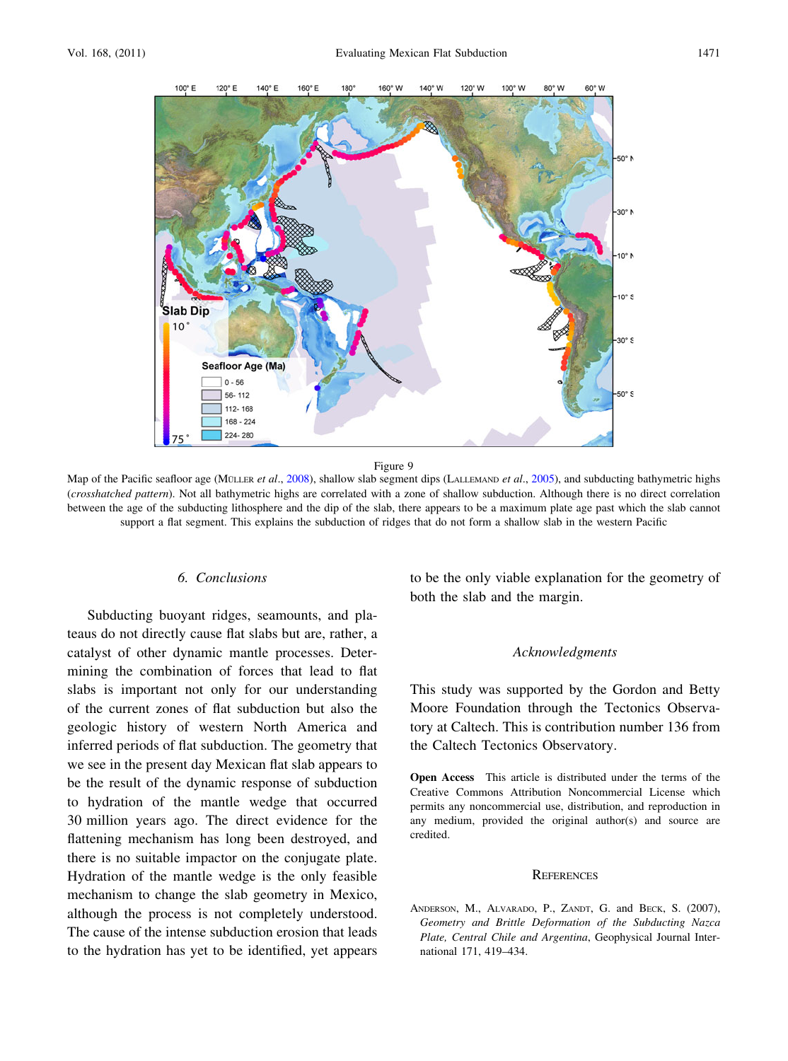Figure 9

Map of the Pacific seafloor age (Müller *et al.*, 2008), shallow slab segment dips (Lallemand *et al.*, 2005), and subducting bathymetric highs (*crosshatched pattern*). Not all bathymetric highs are correlated with a zone of shallow subduction. Although there is no direct correlation between the age of the subducting lithosphere and the dip of the slab, there appears to be a maximum plate age past which the slab cannot support a flat segment. This explains the subduction of ridges that do not form a shallow slab in the western Pacific

## 6. Conclusions

Subducting buoyant ridges, seamounts, and plateaus do not directly cause flat slabs but are, rather, a catalyst of other dynamic mantle processes. Determining the combination of forces that lead to flat slabs is important not only for our understanding of the current zones of flat subduction but also the geologic history of western North America and inferred periods of flat subduction. The geometry that we see in the present day Mexican flat slab appears to be the result of the dynamic response of subduction to hydration of the mantle wedge that occurred 30 million years ago. The direct evidence for the flattening mechanism has long been destroyed, and there is no suitable impactor on the conjugate plate. Hydration of the mantle wedge is the only feasible mechanism to change the slab geometry in Mexico, although the process is not completely understood. The cause of the intense subduction erosion that leads to the hydration has yet to be identified, yet appears to be the only viable explanation for the geometry of both the slab and the margin.

### Acknowledgments

This study was supported by the Gordon and Betty Moore Foundation through the Tectonics Observatory at Caltech. This is contribution number 136 from the Caltech Tectonics Observatory.

**Open Access** This article is distributed under the terms of the Creative Commons Attribution Noncommercial License which permits any noncommercial use, distribution, and reproduction in any medium, provided the original author(s) and source are credited.

## References

Anderson, M., Alvarado, P., Zandt, G. and Beck, S. (2007), *Geometry and Brittle Deformation of the Subducting Nazca Plate, Central Chile and Argentina*, Geophysical Journal International 171, 419–434.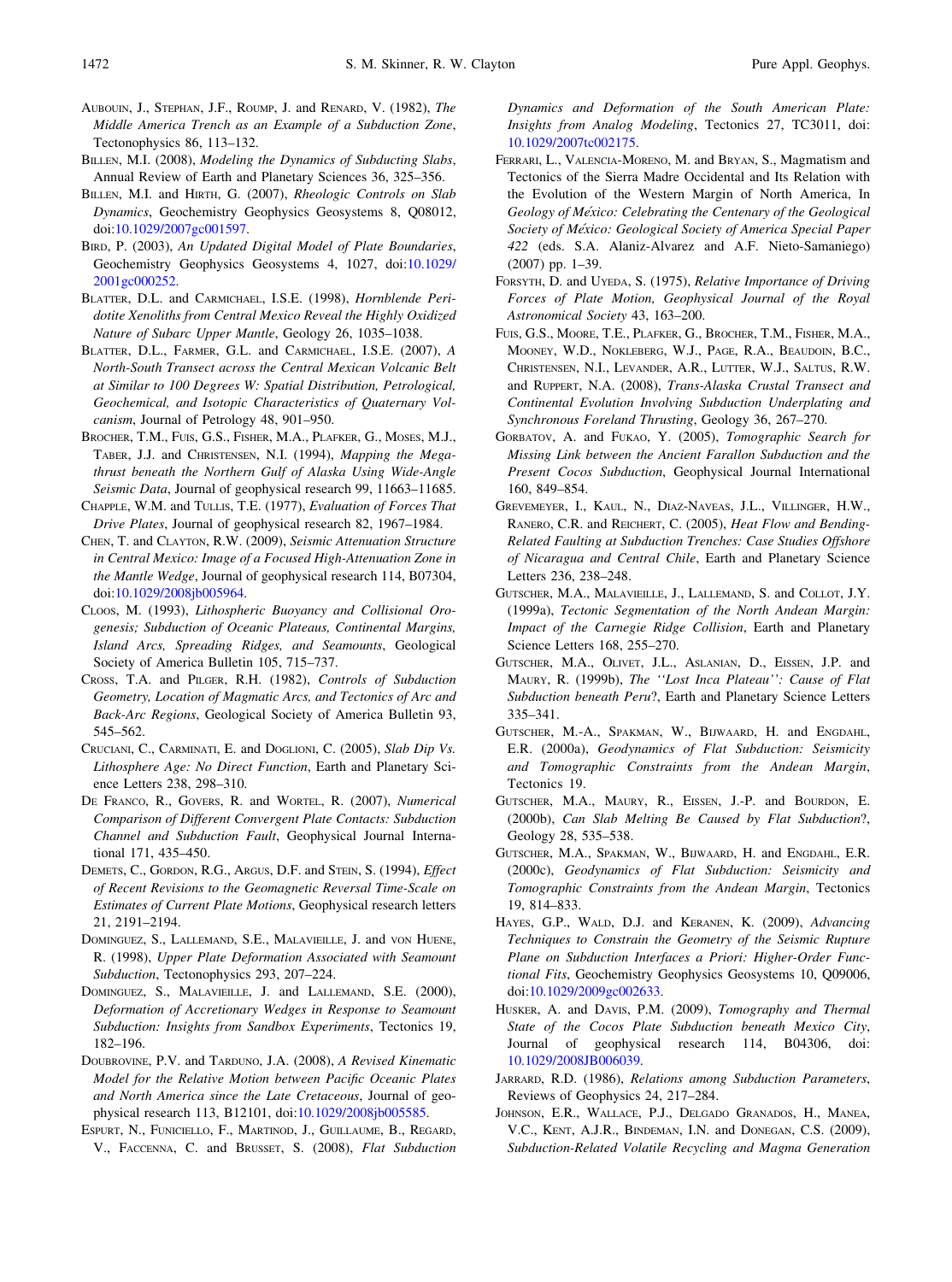AUBOUIN, J., STEPHAN, J.F., ROUMP, J. and RENARD, V. (1982), *The Middle America Trench as an Example of a Subduction Zone*, Tectonophysics 86, 113–132.

BILLEN, M.I. (2008), *Modeling the Dynamics of Subducting Slabs*, Annual Review of Earth and Planetary Sciences 36, 325–356.

BILLEN, M.I. and HIRTH, G. (2007), *Rheologic Controls on Slab Dynamics*, Geochemistry Geophysics Geosystems 8, Q08012, doi:10.1029/2007gc001597.

BIRD, P. (2003), *An Updated Digital Model of Plate Boundaries*, Geochemistry Geophysics Geosystems 4, 1027, doi:10.1029/2001gc000252.

BLATTER, D.L. and CARMICHAEL, I.S.E. (1998), *Hornblende Peridotite Xenoliths from Central Mexico Reveal the Highly Oxidized Nature of Subarc Upper Mantle*, Geology 26, 1035–1038.

BLATTER, D.L., FARMER, G.L. and CARMICHAEL, I.S.E. (2007), *A North-South Transect across the Central Mexican Volcanic Belt at Similar to 100 Degrees W: Spatial Distribution, Petrological, Geochemical, and Isotopic Characteristics of Quaternary Volcanism*, Journal of Petrology 48, 901–950.

BROCHER, T.M., FUIS, G.S., FISHER, M.A., PLAFKER, G., MOSES, M.J., TABER, J.J. and CHRISTENSEN, N.I. (1994), *Mapping the Megathrust beneath the Northern Gulf of Alaska Using Wide-Angle Seismic Data*, Journal of geophysical research 99, 11663–11685.

CHAPPLE, W.M. and TULLIS, T.E. (1977), *Evaluation of Forces That Drive Plates*, Journal of geophysical research 82, 1967–1984.

CHEN, T. and CLAYTON, R.W. (2009), *Seismic Attenuation Structure in Central Mexico: Image of a Focused High-Attenuation Zone in the Mantle Wedge*, Journal of geophysical research 114, B07304, doi:10.1029/2008jb005964.

CLOOS, M. (1993), *Lithospheric Buoyancy and Collisional Orogenesis; Subduction of Oceanic Plateaus, Continental Margins, Island Arcs, Spreading Ridges, and Seamounts*, Geological Society of America Bulletin 105, 715–737.

CROSS, T.A. and PILGER, R.H. (1982), *Controls of Subduction Geometry, Location of Magmatic Arcs, and Tectonics of Arc and Back-Arc Regions*, Geological Society of America Bulletin 93, 545–562.

CRUCIANI, C., CARMINATI, E. and DOGLIONI, C. (2005), *Slab Dip Vs. Lithosphere Age: No Direct Function*, Earth and Planetary Science Letters 238, 298–310.

DE FRANCO, R., GOVERS, R. and WORTEL, R. (2007), *Numerical Comparison of Different Convergent Plate Contacts: Subduction Channel and Subduction Fault*, Geophysical Journal International 171, 435–450.

DEMETS, C., GORDON, R.G., ARGUS, D.F. and STEIN, S. (1994), *Effect of Recent Revisions to the Geomagnetic Reversal Time-Scale on Estimates of Current Plate Motions*, Geophysical research letters 21, 2191–2194.

DOMINGUEZ, S., LALLEMAND, S.E., MALAVIEILLE, J. and VON HUENE, R. (1998), *Upper Plate Deformation Associated with Seamount Subduction*, Tectonophysics 293, 207–224.

DOMINGUEZ, S., MALAVIEILLE, J. and LALLEMAND, S.E. (2000), *Deformation of Accretionary Wedges in Response to Seamount Subduction: Insights from Sandbox Experiments*, Tectonics 19, 182–196.

DOUBROVINE, P.V. and TARDUNO, J.A. (2008), *A Revised Kinematic Model for the Relative Motion between Pacific Oceanic Plates and North America since the Late Cretaceous*, Journal of geophysical research 113, B12101, doi:10.1029/2008jb005585.

ESPURT, N., FUNICIELLO, F., MARTINOD, J., GUILLAUME, B., REGARD, V., FACCENNA, C. and BRUSSET, S. (2008), *Flat Subduction Dynamics and Deformation of the South American Plate: Insights from Analog Modeling*, Tectonics 27, TC3011, doi: 10.1029/2007tc002175.

FERRARI, L., VALENCIA-MORENO, M. and BRYAN, S., Magmatism and Tectonics of the Sierra Madre Occidental and Its Relation with the Evolution of the Western Margin of North America, In *Geology of México: Celebrating the Centenary of the Geological Society of México: Geological Society of America Special Paper 422* (eds. S.A. Alaniz-Alvarez and A.F. Nieto-Samaniego) (2007) pp. 1–39.

FORSYTH, D. and UYEDA, S. (1975), *Relative Importance of Driving Forces of Plate Motion, Geophysical Journal of the Royal Astronomical Society* 43, 163–200.

FUIS, G.S., MOORE, T.E., PLAFKER, G., BROCHER, T.M., FISHER, M.A., MOONEY, W.D., NOKLEBERG, W.J., PAGE, R.A., BEAUDOIN, B.C., CHRISTENSEN, N.I., LEVANDER, A.R., LUTTER, W.J., SALTUS, R.W. and RUPPERT, N.A. (2008), *Trans-Alaska Crustal Transect and Continental Evolution Involving Subduction Underplating and Synchronous Foreland Thrusting*, Geology 36, 267–270.

GORBATOV, A. and FUKAO, Y. (2005), *Tomographic Search for Missing Link between the Ancient Farallon Subduction and the Present Cocos Subduction*, Geophysical Journal International 160, 849–854.

GREVEMEYER, I., KAUL, N., DIAZ-NAVEAS, J.L., VILLINGER, H.W., RANERO, C.R. and REICHERT, C. (2005), *Heat Flow and Bending-Related Faulting at Subduction Trenches: Case Studies Offshore of Nicaragua and Central Chile*, Earth and Planetary Science Letters 236, 238–248.

GUTSCHER, M.A., MALAVIEILLE, J., LALLEMAND, S. and COLLOT, J.Y. (1999a), *Tectonic Segmentation of the North Andean Margin: Impact of the Carnegie Ridge Collision*, Earth and Planetary Science Letters 168, 255–270.

GUTSCHER, M.A., OLIVET, J.L., ASLANIAN, D., EISSEN, J.P. and MAURY, R. (1999b), *The ''Lost Inca Plateau'': Cause of Flat Subduction beneath Peru*?, Earth and Planetary Science Letters 335–341.

GUTSCHER, M.-A., SPAKMAN, W., BIJWAARD, H. and ENGDAHL, E.R. (2000a), *Geodynamics of Flat Subduction: Seismicity and Tomographic Constraints from the Andean Margin*, Tectonics 19.

GUTSCHER, M.A., MAURY, R., EISSEN, J.-P. and BOURDON, E. (2000b), *Can Slab Melting Be Caused by Flat Subduction*?, Geology 28, 535–538.

GUTSCHER, M.A., SPAKMAN, W., BIJWAARD, H. and ENGDAHL, E.R. (2000c), *Geodynamics of Flat Subduction: Seismicity and Tomographic Constraints from the Andean Margin*, Tectonics 19, 814–833.

HAYES, G.P., WALD, D.J. and KERANEN, K. (2009), *Advancing Techniques to Constrain the Geometry of the Seismic Rupture Plane on Subduction Interfaces a Priori: Higher-Order Functional Fits*, Geochemistry Geophysics Geosystems 10, Q09006, doi:10.1029/2009gc002633.

HUSKER, A. and DAVIS, P.M. (2009), *Tomography and Thermal State of the Cocos Plate Subduction beneath Mexico City*, Journal of geophysical research 114, B04306, doi: 10.1029/2008JB006039.

JARRARD, R.D. (1986), *Relations among Subduction Parameters*, Reviews of Geophysics 24, 217–284.

JOHNSON, E.R., WALLACE, P.J., DELGADO GRANADOS, H., MANEA, V.C., KENT, A.J.R., BINDEMAN, I.N. and DONEGAN, C.S. (2009), *Subduction-Related Volatile Recycling and Magma Generation*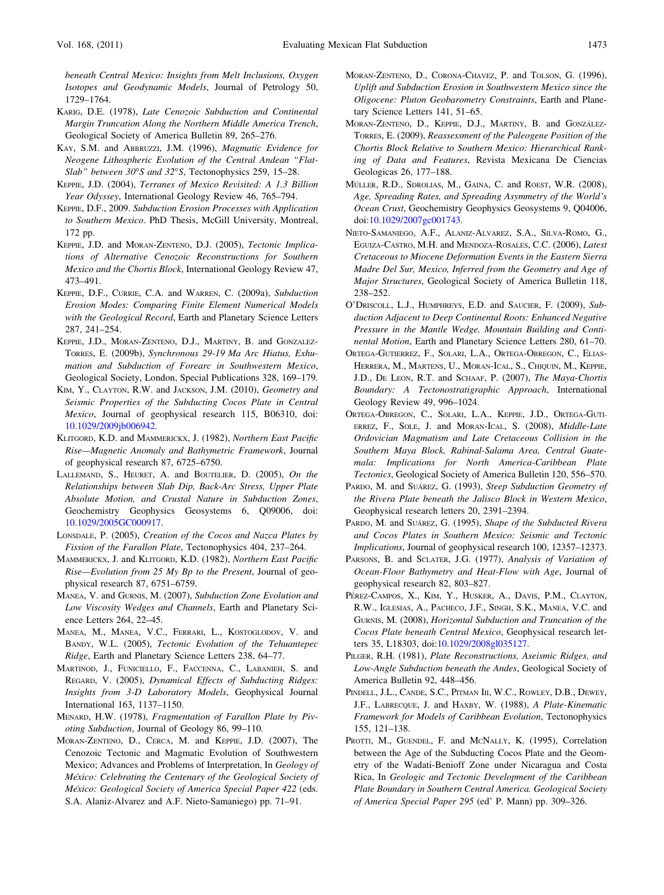beneath Central Mexico: Insights from Melt Inclusions, Oxygen Isotopes and Geodynamic Models*, Journal of Petrology 50, 1729–1764.

Karig, D.E. (1978), *Late Cenozoic Subduction and Continental Margin Truncation Along the Northern Middle America Trench*, Geological Society of America Bulletin 89, 265–276.

Kay, S.M. and Abbruzzi, J.M. (1996), *Magmatic Evidence for Neogene Lithospheric Evolution of the Central Andean "Flat-Slab" between 30°S and 32°S*, Tectonophysics 259, 15–28.

Keppie, J.D. (2004), *Terranes of Mexico Revisited: A 1.3 Billion Year Odyssey*, International Geology Review 46, 765–794.

Keppie, D.F., 2009. *Subduction Erosion Processes with Application to Southern Mexico*. PhD Thesis, McGill University, Montreal, 172 pp.

Keppie, J.D. and Moran-Zenteno, D.J. (2005), *Tectonic Implications of Alternative Cenozoic Reconstructions for Southern Mexico and the Chortis Block*, International Geology Review 47, 473–491.

Keppie, D.F., Currie, C.A. and Warren, C. (2009a), *Subduction Erosion Modes: Comparing Finite Element Numerical Models with the Geological Record*, Earth and Planetary Science Letters 287, 241–254.

Keppie, J.D., Moran-Zenteno, D.J., Martiny, B. and Gonzalez-Torres, E. (2009b), *Synchronous 29-19 Ma Arc Hiatus, Exhumation and Subduction of Forearc in Southwestern Mexico*, Geological Society, London, Special Publications 328, 169–179.

Kim, Y., Clayton, R.W. and Jackson, J.M. (2010), *Geometry and Seismic Properties of the Subducting Cocos Plate in Central Mexico*, Journal of geophysical research 115, B06310, doi: 10.1029/2009jb006942.

Klitgord, K.D. and Mammerickx, J. (1982), *Northern East Pacific Rise—Magnetic Anomaly and Bathymetric Framework*, Journal of geophysical research 87, 6725–6750.

Lallemand, S., Heuret, A. and Boutelier, D. (2005), *On the Relationships between Slab Dip, Back-Arc Stress, Upper Plate Absolute Motion, and Crustal Nature in Subduction Zones*, Geochemistry Geophysics Geosystems 6, Q09006, doi: 10.1029/2005GC000917.

Lonsdale, P. (2005), *Creation of the Cocos and Nazca Plates by Fission of the Farallon Plate*, Tectonophysics 404, 237–264.

Mammerickx, J. and Klitgord, K.D. (1982), *Northern East Pacific Rise—Evolution from 25 My Bp to the Present*, Journal of geophysical research 87, 6751–6759.

Manea, V. and Gurnis, M. (2007), *Subduction Zone Evolution and Low Viscosity Wedges and Channels*, Earth and Planetary Science Letters 264, 22–45.

Manea, M., Manea, V.C., Ferrari, L., Kostoglodov, V. and Bandy, W.L. (2005), *Tectonic Evolution of the Tehuantepec Ridge*, Earth and Planetary Science Letters 238, 64–77.

Martinod, J., Funiciello, F., Faccenna, C., Labanieh, S. and Regard, V. (2005), *Dynamical Effects of Subducting Ridges: Insights from 3-D Laboratory Models*, Geophysical Journal International 163, 1137–1150.

Menard, H.W. (1978), *Fragmentation of Farallon Plate by Pivoting Subduction*, Journal of Geology 86, 99–110.

Moran-Zenteno, D., Cerca, M. and Keppie, J.D. (2007), The Cenozoic Tectonic and Magmatic Evolution of Southwestern Mexico; Advances and Problems of Interpretation, In *Geology of México: Celebrating the Centenary of the Geological Society of México: Geological Society of America Special Paper 422* (eds. S.A. Alaniz-Alvarez and A.F. Nieto-Samaniego) pp. 71–91.

Moran-Zenteno, D., Corona-Chavez, P. and Tolson, G. (1996), *Uplift and Subduction Erosion in Southwestern Mexico since the Oligocene: Pluton Geobarometry Constraints*, Earth and Planetary Science Letters 141, 51–65.

Moran-Zenteno, D., Keppie, D.J., Martiny, B. and González-Torres, E. (2009), *Reassessment of the Paleogene Position of the Chortis Block Relative to Southern Mexico: Hierarchical Ranking of Data and Features*, Revista Mexicana De Ciencias Geologicas 26, 177–188.

Müller, R.D., Sdrolias, M., Gaina, C. and Roest, W.R. (2008), *Age, Spreading Rates, and Spreading Asymmetry of the World's Ocean Crust*, Geochemistry Geophysics Geosystems 9, Q04006, doi:10.1029/2007gc001743.

Nieto-Samaniego, A.F., Alaniz-Alvarez, S.A., Silva-Romo, G., Eguiza-Castro, M.H. and Mendoza-Rosales, C.C. (2006), *Latest Cretaceous to Miocene Deformation Events in the Eastern Sierra Madre Del Sur, Mexico, Inferred from the Geometry and Age of Major Structures*, Geological Society of America Bulletin 118, 238–252.

O'Driscoll, L.J., Humphreys, E.D. and Saucier, F. (2009), *Subduction Adjacent to Deep Continental Roots: Enhanced Negative Pressure in the Mantle Wedge, Mountain Building and Continental Motion*, Earth and Planetary Science Letters 280, 61–70.

Ortega-Gutierrez, F., Solari, L.A., Ortega-Obregon, C., Elias-Herrera, M., Martens, U., Moran-Ical, S., Chiquin, M., Keppie, J.D., De Leon, R.T. and Schaaf, P. (2007), *The Maya-Chortis Boundary: A Tectonostratigraphic Approach*, International Geology Review 49, 996–1024.

Ortega-Obregon, C., Solari, L.A., Keppie, J.D., Ortega-Gutierrez, F., Sole, J. and Moran-Ical, S. (2008), *Middle-Late Ordovician Magmatism and Late Cretaceous Collision in the Southern Maya Block, Rabinal-Salama Area, Central Guatemala: Implications for North America-Caribbean Plate Tectonics*, Geological Society of America Bulletin 120, 556–570.

Pardo, M. and Suárez, G. (1993), *Steep Subduction Geometry of the Rivera Plate beneath the Jalisco Block in Western Mexico*, Geophysical research letters 20, 2391–2394.

Pardo, M. and Suárez, G. (1995), *Shape of the Subducted Rivera and Cocos Plates in Southern Mexico: Seismic and Tectonic Implications*, Journal of geophysical research 100, 12357–12373.

Parsons, B. and Sclater, J.G. (1977), *Analysis of Variation of Ocean-Floor Bathymetry and Heat-Flow with Age*, Journal of geophysical research 82, 803–827.

Pérez-Campos, X., Kim, Y., Husker, A., Davis, P.M., Clayton, R.W., Iglesias, A., Pacheco, J.F., Singh, S.K., Manea, V.C. and Gurnis, M. (2008), *Horizontal Subduction and Truncation of the Cocos Plate beneath Central Mexico*, Geophysical research letters 35, L18303, doi:10.1029/2008gl035127.

Pilger, R.H. (1981), *Plate Reconstructions, Aseismic Ridges, and Low-Angle Subduction beneath the Andes*, Geological Society of America Bulletin 92, 448–456.

Pindell, J.L., Cande, S.C., Pitman Iii, W.C., Rowley, D.B., Dewey, J.F., Labrecque, J. and Haxby, W. (1988), *A Plate-Kinematic Framework for Models of Caribbean Evolution*, Tectonophysics 155, 121–138.

Protti, M., Guendel, F. and McNally, K. (1995), Correlation between the Age of the Subducting Cocos Plate and the Geometry of the Wadati-Benioff Zone under Nicaragua and Costa Rica, In *Geologic and Tectonic Development of the Caribbean Plate Boundary in Southern Central America. Geological Society of America Special Paper 295* (ed' P. Mann) pp. 309–326.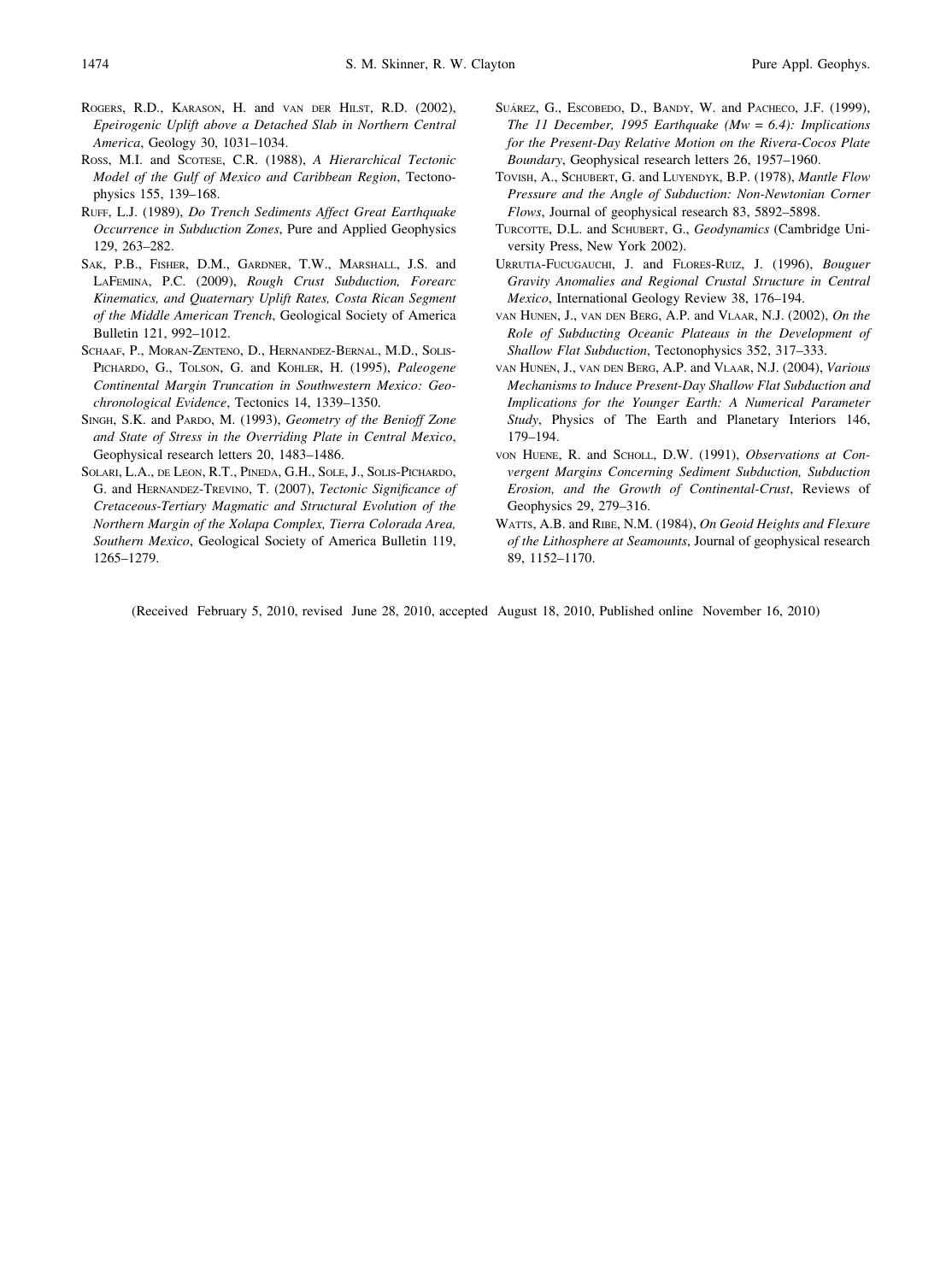ROGERS, R.D., KARASON, H. and VAN DER HILST, R.D. (2002), *Epeirogenic Uplift above a Detached Slab in Northern Central America*, Geology 30, 1031–1034.

ROSS, M.I. and SCOTESE, C.R. (1988), *A Hierarchical Tectonic Model of the Gulf of Mexico and Caribbean Region*, Tectonophysics 155, 139–168.

RUFF, L.J. (1989), *Do Trench Sediments Affect Great Earthquake Occurrence in Subduction Zones*, Pure and Applied Geophysics 129, 263–282.

SAK, P.B., FISHER, D.M., GARDNER, T.W., MARSHALL, J.S. and LAFEMINA, P.C. (2009), *Rough Crust Subduction, Forearc Kinematics, and Quaternary Uplift Rates, Costa Rican Segment of the Middle American Trench*, Geological Society of America Bulletin 121, 992–1012.

SCHAAF, P., MORAN-ZENTENO, D., HERNANDEZ-BERNAL, M.D., SOLIS-PICHARDO, G., TOLSON, G. and KOHLER, H. (1995), *Paleogene Continental Margin Truncation in Southwestern Mexico: Geochronological Evidence*, Tectonics 14, 1339–1350.

SINGH, S.K. and PARDO, M. (1993), *Geometry of the Benioff Zone and State of Stress in the Overriding Plate in Central Mexico*, Geophysical research letters 20, 1483–1486.

SOLARI, L.A., DE LEON, R.T., PINEDA, G.H., SOLE, J., SOLIS-PICHARDO, G. and HERNANDEZ-TREVINO, T. (2007), *Tectonic Significance of Cretaceous-Tertiary Magmatic and Structural Evolution of the Northern Margin of the Xolapa Complex, Tierra Colorada Area, Southern Mexico*, Geological Society of America Bulletin 119, 1265–1279.

SUÁREZ, G., ESCOBEDO, D., BANDY, W. and PACHECO, J.F. (1999), *The 11 December, 1995 Earthquake (Mw = 6.4): Implications for the Present-Day Relative Motion on the Rivera-Cocos Plate Boundary*, Geophysical research letters 26, 1957–1960.

TOVISH, A., SCHUBERT, G. and LUYENDYK, B.P. (1978), *Mantle Flow Pressure and the Angle of Subduction: Non-Newtonian Corner Flows*, Journal of geophysical research 83, 5892–5898.

TURCOTTE, D.L. and SCHUBERT, G., *Geodynamics* (Cambridge University Press, New York 2002).

URRUTIA-FUCUGAUCHI, J. and FLORES-RUIZ, J. (1996), *Bouguer Gravity Anomalies and Regional Crustal Structure in Central Mexico*, International Geology Review 38, 176–194.

VAN HUNEN, J., VAN DEN BERG, A.P. and VLAAR, N.J. (2002), *On the Role of Subducting Oceanic Plateaus in the Development of Shallow Flat Subduction*, Tectonophysics 352, 317–333.

VAN HUNEN, J., VAN DEN BERG, A.P. and VLAAR, N.J. (2004), *Various Mechanisms to Induce Present-Day Shallow Flat Subduction and Implications for the Younger Earth: A Numerical Parameter Study*, Physics of The Earth and Planetary Interiors 146, 179–194.

VON HUENE, R. and SCHOLL, D.W. (1991), *Observations at Convergent Margins Concerning Sediment Subduction, Subduction Erosion, and the Growth of Continental-Crust*, Reviews of Geophysics 29, 279–316.

WATTS, A.B. and RIBE, N.M. (1984), *On Geoid Heights and Flexure of the Lithosphere at Seamounts*, Journal of geophysical research 89, 1152–1170.

(Received February 5, 2010, revised June 28, 2010, accepted August 18, 2010, Published online November 16, 2010)